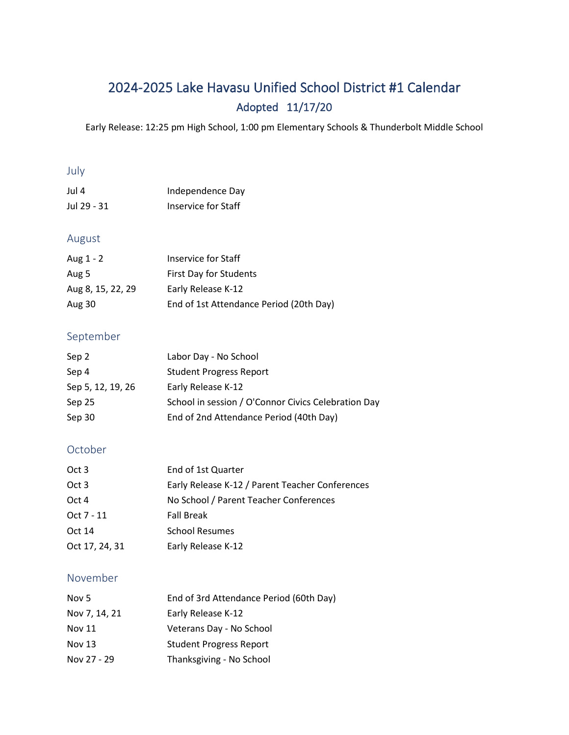# 2024-2025 Lake Havasu Unified School District #1 Calendar

## Adopted 11/17/20

Early Release: 12:25 pm High School, 1:00 pm Elementary Schools & Thunderbolt Middle School

### July

| | |
|---|---|
| Jul 4 | Independence Day |
| Jul 29 - 31 | Inservice for Staff |

### August

| | |
|---|---|
| Aug 1 - 2 | Inservice for Staff |
| Aug 5 | First Day for Students |
| Aug 8, 15, 22, 29 | Early Release K-12 |
| Aug 30 | End of 1st Attendance Period (20th Day) |

### September

| | |
|---|---|
| Sep 2 | Labor Day - No School |
| Sep 4 | Student Progress Report |
| Sep 5, 12, 19, 26 | Early Release K-12 |
| Sep 25 | School in session / O'Connor Civics Celebration Day |
| Sep 30 | End of 2nd Attendance Period (40th Day) |

### October

| | |
|---|---|
| Oct 3 | End of 1st Quarter |
| Oct 3 | Early Release K-12 / Parent Teacher Conferences |
| Oct 4 | No School / Parent Teacher Conferences |
| Oct 7 - 11 | Fall Break |
| Oct 14 | School Resumes |
| Oct 17, 24, 31 | Early Release K-12 |

### November

| | |
|---|---|
| Nov 5 | End of 3rd Attendance Period (60th Day) |
| Nov 7, 14, 21 | Early Release K-12 |
| Nov 11 | Veterans Day - No School |
| Nov 13 | Student Progress Report |
| Nov 27 - 29 | Thanksgiving - No School |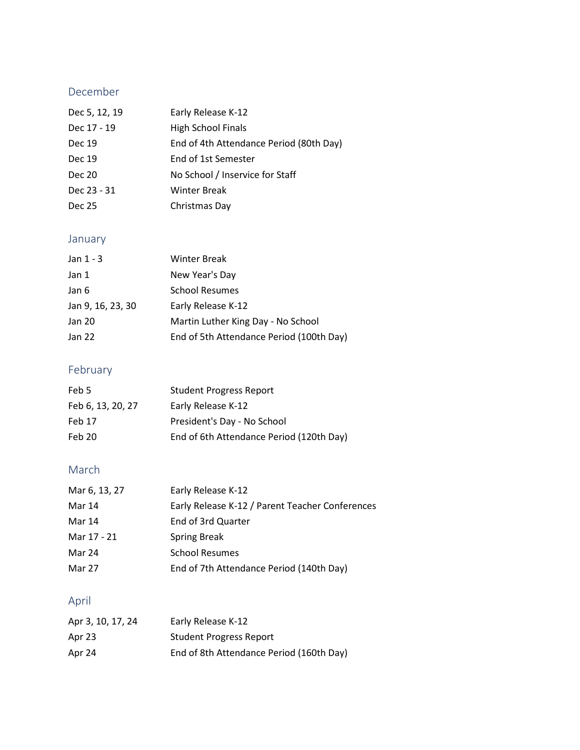## December

| | |
|---|---|
| Dec 5, 12, 19 | Early Release K-12 |
| Dec 17 - 19 | High School Finals |
| Dec 19 | End of 4th Attendance Period (80th Day) |
| Dec 19 | End of 1st Semester |
| Dec 20 | No School / Inservice for Staff |
| Dec 23 - 31 | Winter Break |
| Dec 25 | Christmas Day |

## January

| | |
|---|---|
| Jan 1 - 3 | Winter Break |
| Jan 1 | New Year's Day |
| Jan 6 | School Resumes |
| Jan 9, 16, 23, 30 | Early Release K-12 |
| Jan 20 | Martin Luther King Day - No School |
| Jan 22 | End of 5th Attendance Period (100th Day) |

## February

| | |
|---|---|
| Feb 5 | Student Progress Report |
| Feb 6, 13, 20, 27 | Early Release K-12 |
| Feb 17 | President's Day - No School |
| Feb 20 | End of 6th Attendance Period (120th Day) |

## March

| | |
|---|---|
| Mar 6, 13, 27 | Early Release K-12 |
| Mar 14 | Early Release K-12 / Parent Teacher Conferences |
| Mar 14 | End of 3rd Quarter |
| Mar 17 - 21 | Spring Break |
| Mar 24 | School Resumes |
| Mar 27 | End of 7th Attendance Period (140th Day) |

## April

| | |
|---|---|
| Apr 3, 10, 17, 24 | Early Release K-12 |
| Apr 23 | Student Progress Report |
| Apr 24 | End of 8th Attendance Period (160th Day) |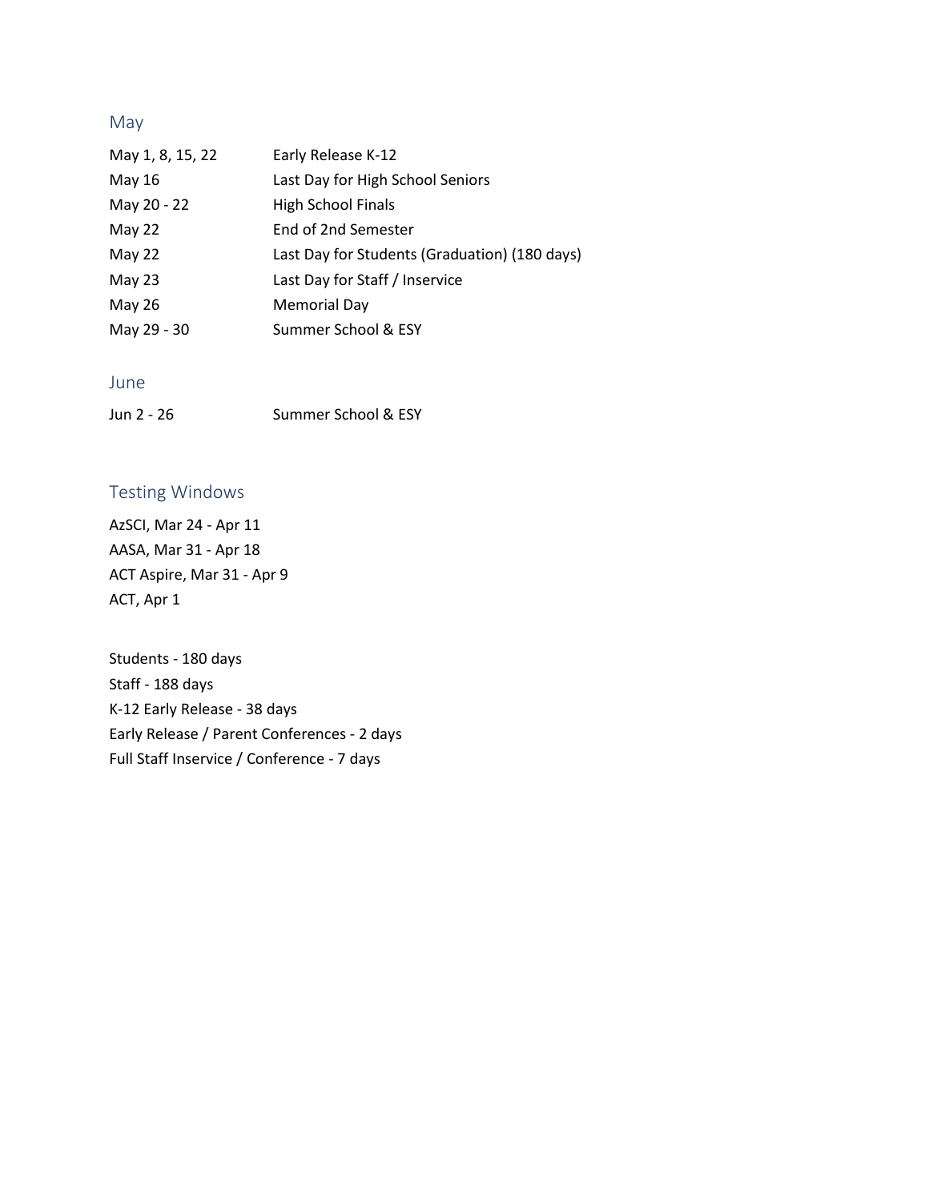## May

| | |
|---|---|
| May 1, 8, 15, 22 | Early Release K-12 |
| May 16 | Last Day for High School Seniors |
| May 20 - 22 | High School Finals |
| May 22 | End of 2nd Semester |
| May 22 | Last Day for Students (Graduation) (180 days) |
| May 23 | Last Day for Staff / Inservice |
| May 26 | Memorial Day |
| May 29 - 30 | Summer School & ESY |

## June

| | |
|---|---|
| Jun 2 - 26 | Summer School & ESY |

## Testing Windows

AzSCI, Mar 24 - Apr 11
AASA, Mar 31 - Apr 18
ACT Aspire, Mar 31 - Apr 9
ACT, Apr 1

Students - 180 days
Staff - 188 days
K-12 Early Release - 38 days
Early Release / Parent Conferences - 2 days
Full Staff Inservice / Conference - 7 days